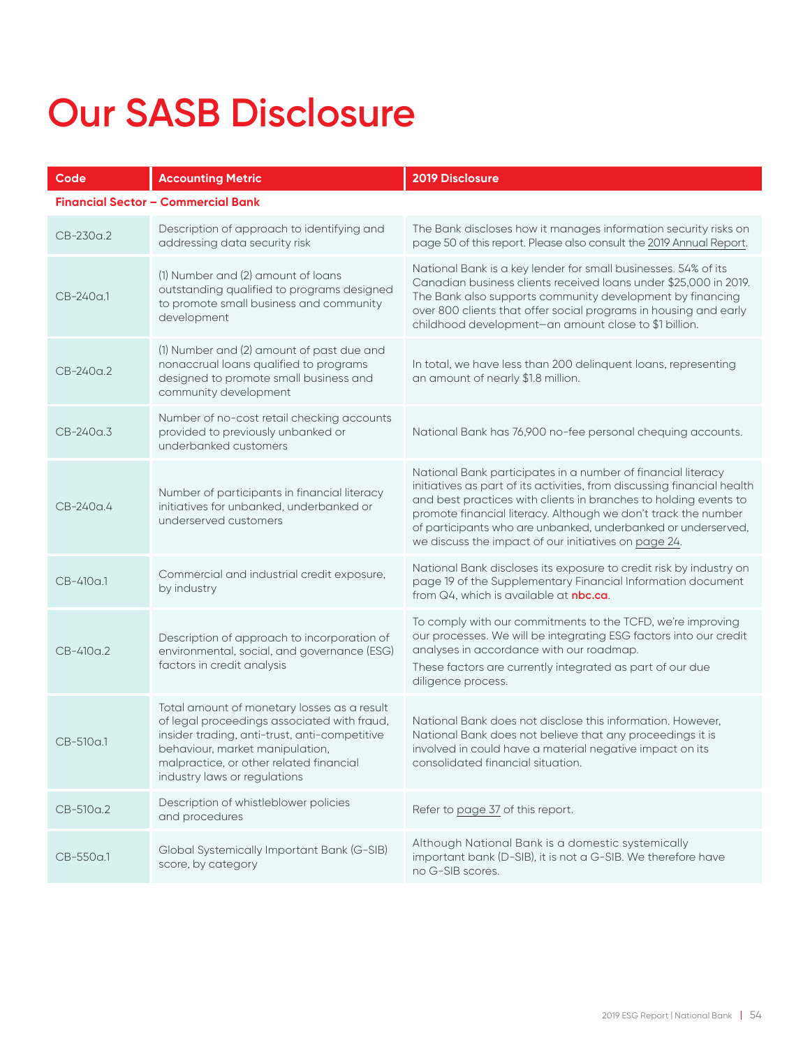# Our SASB Disclosure

| Code | Accounting Metric | 2019 Disclosure |
|---|---|---|
| **Financial Sector – Commercial Bank** | | |
| CB-230a.2 | Description of approach to identifying and addressing data security risk | The Bank discloses how it manages information security risks on page 50 of this report. Please also consult the 2019 Annual Report. |
| CB-240a.1 | (1) Number and (2) amount of loans outstanding qualified to programs designed to promote small business and community development | National Bank is a key lender for small businesses. 54% of its Canadian business clients received loans under $25,000 in 2019. The Bank also supports community development by financing over 800 clients that offer social programs in housing and early childhood development—an amount close to $1 billion. |
| CB-240a.2 | (1) Number and (2) amount of past due and nonaccrual loans qualified to programs designed to promote small business and community development | In total, we have less than 200 delinquent loans, representing an amount of nearly $1.8 million. |
| CB-240a.3 | Number of no-cost retail checking accounts provided to previously unbanked or underbanked customers | National Bank has 76,900 no-fee personal chequing accounts. |
| CB-240a.4 | Number of participants in financial literacy initiatives for unbanked, underbanked or underserved customers | National Bank participates in a number of financial literacy initiatives as part of its activities, from discussing financial health and best practices with clients in branches to holding events to promote financial literacy. Although we don't track the number of participants who are unbanked, underbanked or underserved, we discuss the impact of our initiatives on page 24. |
| CB-410a.1 | Commercial and industrial credit exposure, by industry | National Bank discloses its exposure to credit risk by industry on page 19 of the Supplementary Financial Information document from Q4, which is available at **nbc.ca**. |
| CB-410a.2 | Description of approach to incorporation of environmental, social, and governance (ESG) factors in credit analysis | To comply with our commitments to the TCFD, we're improving our processes. We will be integrating ESG factors into our credit analyses in accordance with our roadmap.<br>These factors are currently integrated as part of our due diligence process. |
| CB-510a.1 | Total amount of monetary losses as a result of legal proceedings associated with fraud, insider trading, anti-trust, anti-competitive behaviour, market manipulation, malpractice, or other related financial industry laws or regulations | National Bank does not disclose this information. However, National Bank does not believe that any proceedings it is involved in could have a material negative impact on its consolidated financial situation. |
| CB-510a.2 | Description of whistleblower policies and procedures | Refer to page 37 of this report. |
| CB-550a.1 | Global Systemically Important Bank (G-SIB) score, by category | Although National Bank is a domestic systemically important bank (D-SIB), it is not a G-SIB. We therefore have no G-SIB scores. |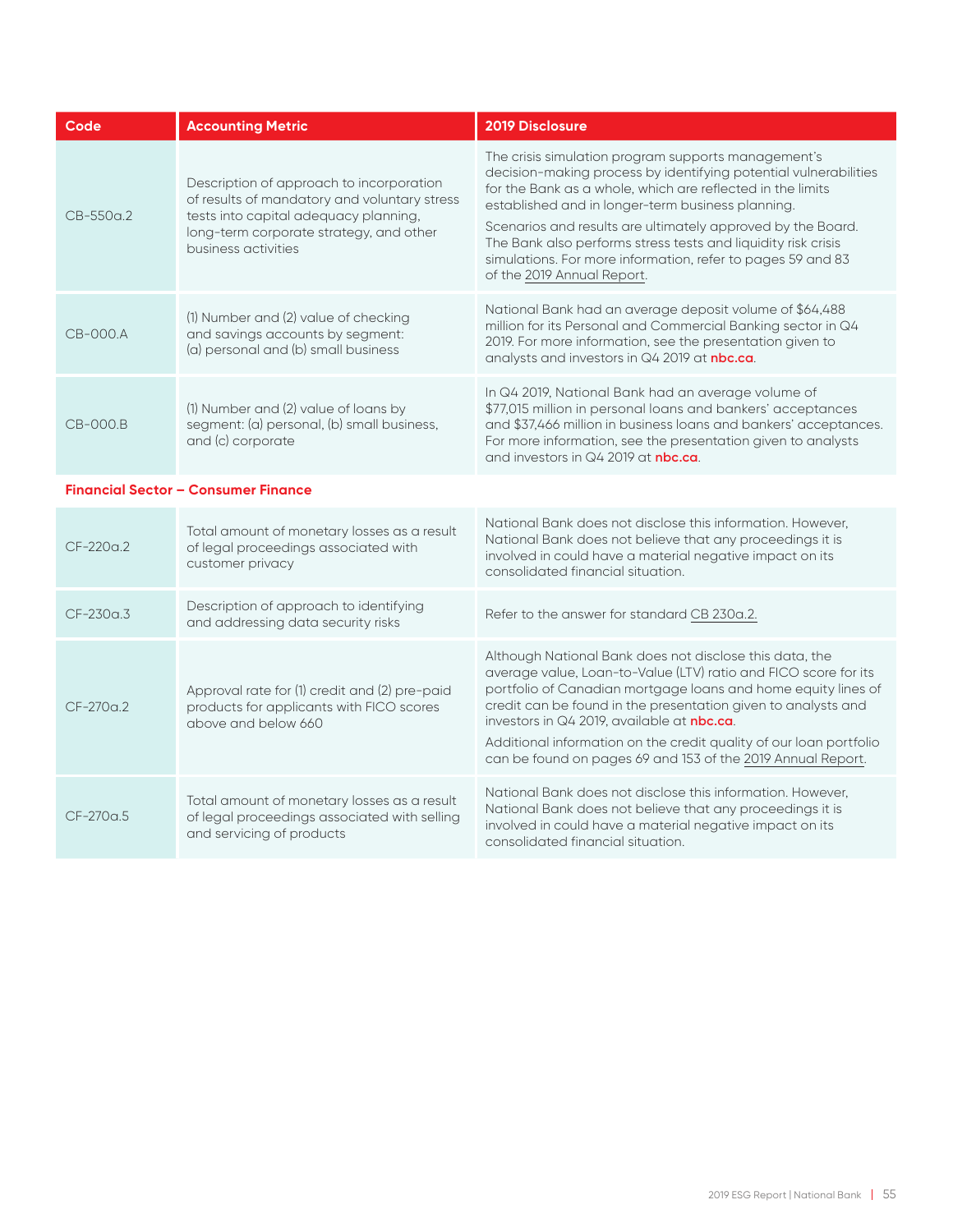| Code | Accounting Metric | 2019 Disclosure |
|---|---|---|
| CB-550a.2 | Description of approach to incorporation of results of mandatory and voluntary stress tests into capital adequacy planning, long-term corporate strategy, and other business activities | The crisis simulation program supports management's decision-making process by identifying potential vulnerabilities for the Bank as a whole, which are reflected in the limits established and in longer-term business planning.<br><br>Scenarios and results are ultimately approved by the Board. The Bank also performs stress tests and liquidity risk crisis simulations. For more information, refer to pages 59 and 83 of the 2019 Annual Report. |
| CB-000.A | (1) Number and (2) value of checking and savings accounts by segment: (a) personal and (b) small business | National Bank had an average deposit volume of $64,488 million for its Personal and Commercial Banking sector in Q4 2019. For more information, see the presentation given to analysts and investors in Q4 2019 at **nbc.ca**. |
| CB-000.B | (1) Number and (2) value of loans by segment: (a) personal, (b) small business, and (c) corporate | In Q4 2019, National Bank had an average volume of $77,015 million in personal loans and bankers' acceptances and $37,466 million in business loans and bankers' acceptances. For more information, see the presentation given to analysts and investors in Q4 2019 at **nbc.ca**. |

**Financial Sector – Consumer Finance**

| Code | Accounting Metric | 2019 Disclosure |
|---|---|---|
| CF-220a.2 | Total amount of monetary losses as a result of legal proceedings associated with customer privacy | National Bank does not disclose this information. However, National Bank does not believe that any proceedings it is involved in could have a material negative impact on its consolidated financial situation. |
| CF-230a.3 | Description of approach to identifying and addressing data security risks | Refer to the answer for standard CB 230a.2. |
| CF-270a.2 | Approval rate for (1) credit and (2) pre-paid products for applicants with FICO scores above and below 660 | Although National Bank does not disclose this data, the average value, Loan-to-Value (LTV) ratio and FICO score for its portfolio of Canadian mortgage loans and home equity lines of credit can be found in the presentation given to analysts and investors in Q4 2019, available at **nbc.ca**.<br><br>Additional information on the credit quality of our loan portfolio can be found on pages 69 and 153 of the 2019 Annual Report. |
| CF-270a.5 | Total amount of monetary losses as a result of legal proceedings associated with selling and servicing of products | National Bank does not disclose this information. However, National Bank does not believe that any proceedings it is involved in could have a material negative impact on its consolidated financial situation. |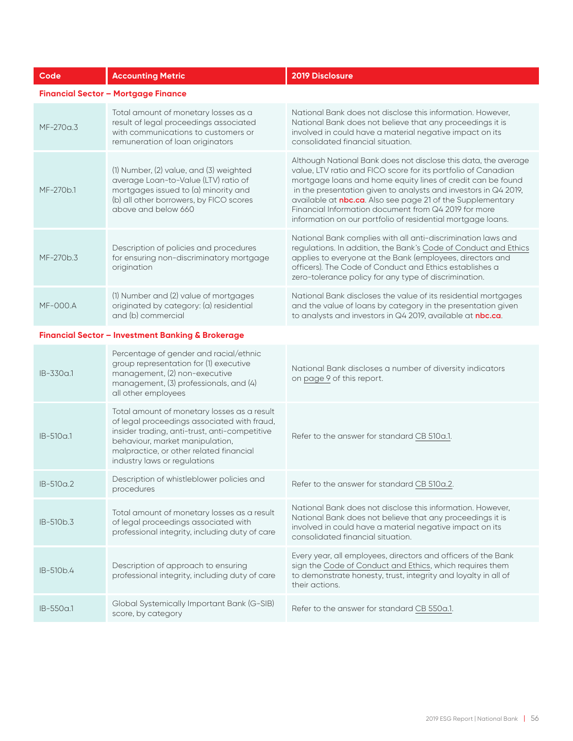| Code | Accounting Metric | 2019 Disclosure |
|---|---|---|
| **Financial Sector – Mortgage Finance** | | |
| MF-270a.3 | Total amount of monetary losses as a result of legal proceedings associated with communications to customers or remuneration of loan originators | National Bank does not disclose this information. However, National Bank does not believe that any proceedings it is involved in could have a material negative impact on its consolidated financial situation. |
| MF-270b.1 | (1) Number, (2) value, and (3) weighted average Loan-to-Value (LTV) ratio of mortgages issued to (a) minority and (b) all other borrowers, by FICO scores above and below 660 | Although National Bank does not disclose this data, the average value, LTV ratio and FICO score for its portfolio of Canadian mortgage loans and home equity lines of credit can be found in the presentation given to analysts and investors in Q4 2019, available at **nbc.ca**. Also see page 21 of the Supplementary Financial Information document from Q4 2019 for more information on our portfolio of residential mortgage loans. |
| MF-270b.3 | Description of policies and procedures for ensuring non-discriminatory mortgage origination | National Bank complies with all anti-discrimination laws and regulations. In addition, the Bank's Code of Conduct and Ethics applies to everyone at the Bank (employees, directors and officers). The Code of Conduct and Ethics establishes a zero-tolerance policy for any type of discrimination. |
| MF-000.A | (1) Number and (2) value of mortgages originated by category: (a) residential and (b) commercial | National Bank discloses the value of its residential mortgages and the value of loans by category in the presentation given to analysts and investors in Q4 2019, available at **nbc.ca**. |
| **Financial Sector – Investment Banking & Brokerage** | | |
| IB-330a.1 | Percentage of gender and racial/ethnic group representation for (1) executive management, (2) non-executive management, (3) professionals, and (4) all other employees | National Bank discloses a number of diversity indicators on page 9 of this report. |
| IB-510a.1 | Total amount of monetary losses as a result of legal proceedings associated with fraud, insider trading, anti-trust, anti-competitive behaviour, market manipulation, malpractice, or other related financial industry laws or regulations | Refer to the answer for standard CB 510a.1. |
| IB-510a.2 | Description of whistleblower policies and procedures | Refer to the answer for standard CB 510a.2. |
| IB-510b.3 | Total amount of monetary losses as a result of legal proceedings associated with professional integrity, including duty of care | National Bank does not disclose this information. However, National Bank does not believe that any proceedings it is involved in could have a material negative impact on its consolidated financial situation. |
| IB-510b.4 | Description of approach to ensuring professional integrity, including duty of care | Every year, all employees, directors and officers of the Bank sign the Code of Conduct and Ethics, which requires them to demonstrate honesty, trust, integrity and loyalty in all of their actions. |
| IB-550a.1 | Global Systemically Important Bank (G-SIB) score, by category | Refer to the answer for standard CB 550a.1. |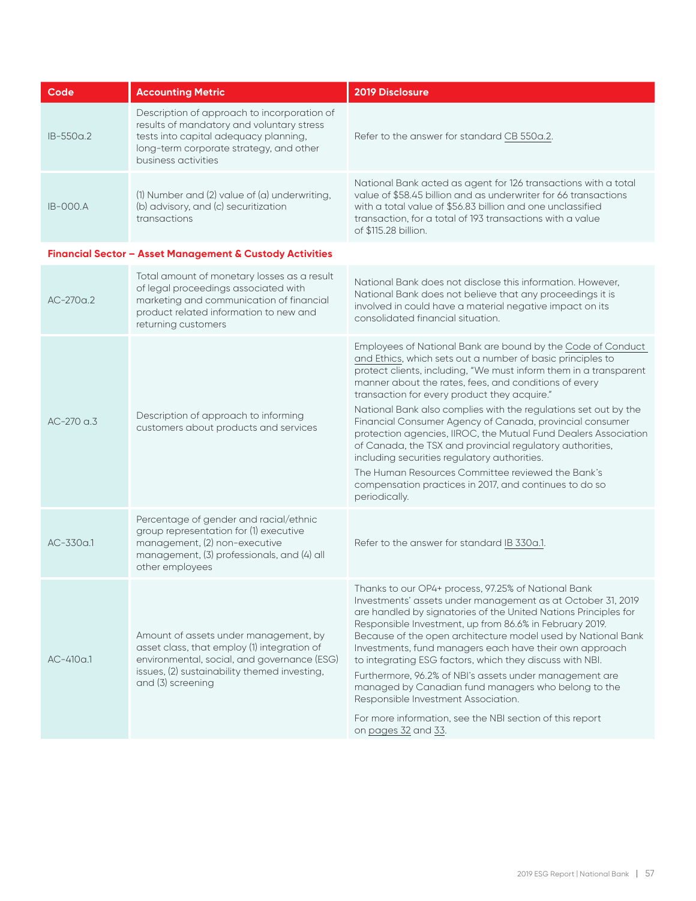| Code | Accounting Metric | 2019 Disclosure |
|---|---|---|
| IB-550a.2 | Description of approach to incorporation of results of mandatory and voluntary stress tests into capital adequacy planning, long-term corporate strategy, and other business activities | Refer to the answer for standard CB 550a.2. |
| IB-000.A | (1) Number and (2) value of (a) underwriting, (b) advisory, and (c) securitization transactions | National Bank acted as agent for 126 transactions with a total value of $58.45 billion and as underwriter for 66 transactions with a total value of $56.83 billion and one unclassified transaction, for a total of 193 transactions with a value of $115.28 billion. |
| **Financial Sector – Asset Management & Custody Activities** | | |
| AC-270a.2 | Total amount of monetary losses as a result of legal proceedings associated with marketing and communication of financial product related information to new and returning customers | National Bank does not disclose this information. However, National Bank does not believe that any proceedings it is involved in could have a material negative impact on its consolidated financial situation. |
| AC-270 a.3 | Description of approach to informing customers about products and services | Employees of National Bank are bound by the Code of Conduct and Ethics, which sets out a number of basic principles to protect clients, including, "We must inform them in a transparent manner about the rates, fees, and conditions of every transaction for every product they acquire."<br>National Bank also complies with the regulations set out by the Financial Consumer Agency of Canada, provincial consumer protection agencies, IIROC, the Mutual Fund Dealers Association of Canada, the TSX and provincial regulatory authorities, including securities regulatory authorities.<br>The Human Resources Committee reviewed the Bank's compensation practices in 2017, and continues to do so periodically. |
| AC-330a.1 | Percentage of gender and racial/ethnic group representation for (1) executive management, (2) non-executive management, (3) professionals, and (4) all other employees | Refer to the answer for standard IB 330a.1. |
| AC-410a.1 | Amount of assets under management, by asset class, that employ (1) integration of environmental, social, and governance (ESG) issues, (2) sustainability themed investing, and (3) screening | Thanks to our OP4+ process, 97.25% of National Bank Investments' assets under management as at October 31, 2019 are handled by signatories of the United Nations Principles for Responsible Investment, up from 86.6% in February 2019. Because of the open architecture model used by National Bank Investments, fund managers each have their own approach to integrating ESG factors, which they discuss with NBI.<br>Furthermore, 96.2% of NBI's assets under management are managed by Canadian fund managers who belong to the Responsible Investment Association.<br>For more information, see the NBI section of this report on pages 32 and 33. |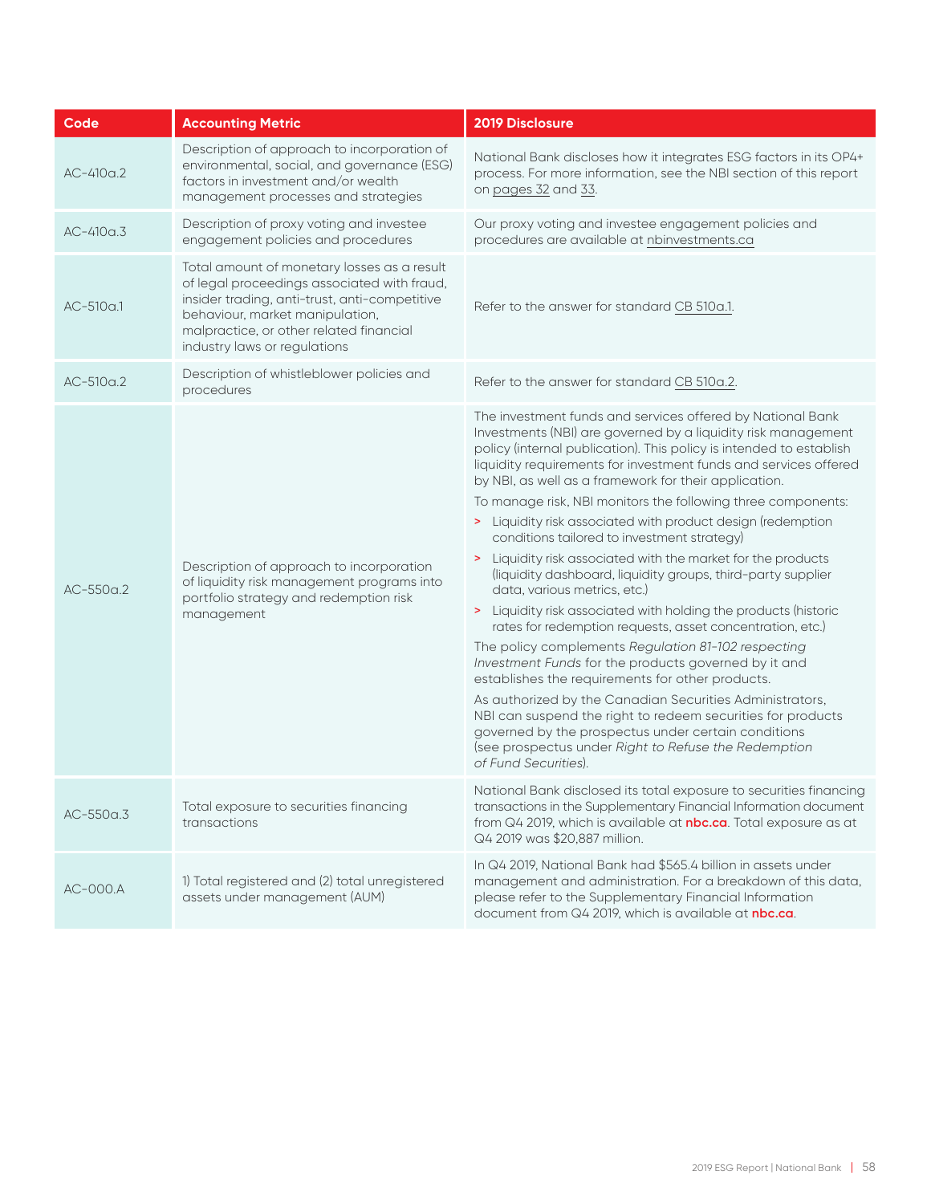| Code | Accounting Metric | 2019 Disclosure |
|---|---|---|
| AC-410a.2 | Description of approach to incorporation of environmental, social, and governance (ESG) factors in investment and/or wealth management processes and strategies | National Bank discloses how it integrates ESG factors in its OP4+ process. For more information, see the NBI section of this report on pages 32 and 33. |
| AC-410a.3 | Description of proxy voting and investee engagement policies and procedures | Our proxy voting and investee engagement policies and procedures are available at nbinvestments.ca |
| AC-510a.1 | Total amount of monetary losses as a result of legal proceedings associated with fraud, insider trading, anti-trust, anti-competitive behaviour, market manipulation, malpractice, or other related financial industry laws or regulations | Refer to the answer for standard CB 510a.1. |
| AC-510a.2 | Description of whistleblower policies and procedures | Refer to the answer for standard CB 510a.2. |
| AC-550a.2 | Description of approach to incorporation of liquidity risk management programs into portfolio strategy and redemption risk management | The investment funds and services offered by National Bank Investments (NBI) are governed by a liquidity risk management policy (internal publication). This policy is intended to establish liquidity requirements for investment funds and services offered by NBI, as well as a framework for their application.<br>To manage risk, NBI monitors the following three components:<br>> Liquidity risk associated with product design (redemption conditions tailored to investment strategy)<br>> Liquidity risk associated with the market for the products (liquidity dashboard, liquidity groups, third-party supplier data, various metrics, etc.)<br>> Liquidity risk associated with holding the products (historic rates for redemption requests, asset concentration, etc.)<br>The policy complements *Regulation 81-102 respecting Investment Funds* for the products governed by it and establishes the requirements for other products.<br>As authorized by the Canadian Securities Administrators, NBI can suspend the right to redeem securities for products governed by the prospectus under certain conditions (see prospectus under *Right to Refuse the Redemption of Fund Securities*). |
| AC-550a.3 | Total exposure to securities financing transactions | National Bank disclosed its total exposure to securities financing transactions in the Supplementary Financial Information document from Q4 2019, which is available at **nbc.ca**. Total exposure as at Q4 2019 was $20,887 million. |
| AC-000.A | 1) Total registered and (2) total unregistered assets under management (AUM) | In Q4 2019, National Bank had $565.4 billion in assets under management and administration. For a breakdown of this data, please refer to the Supplementary Financial Information document from Q4 2019, which is available at **nbc.ca**. |